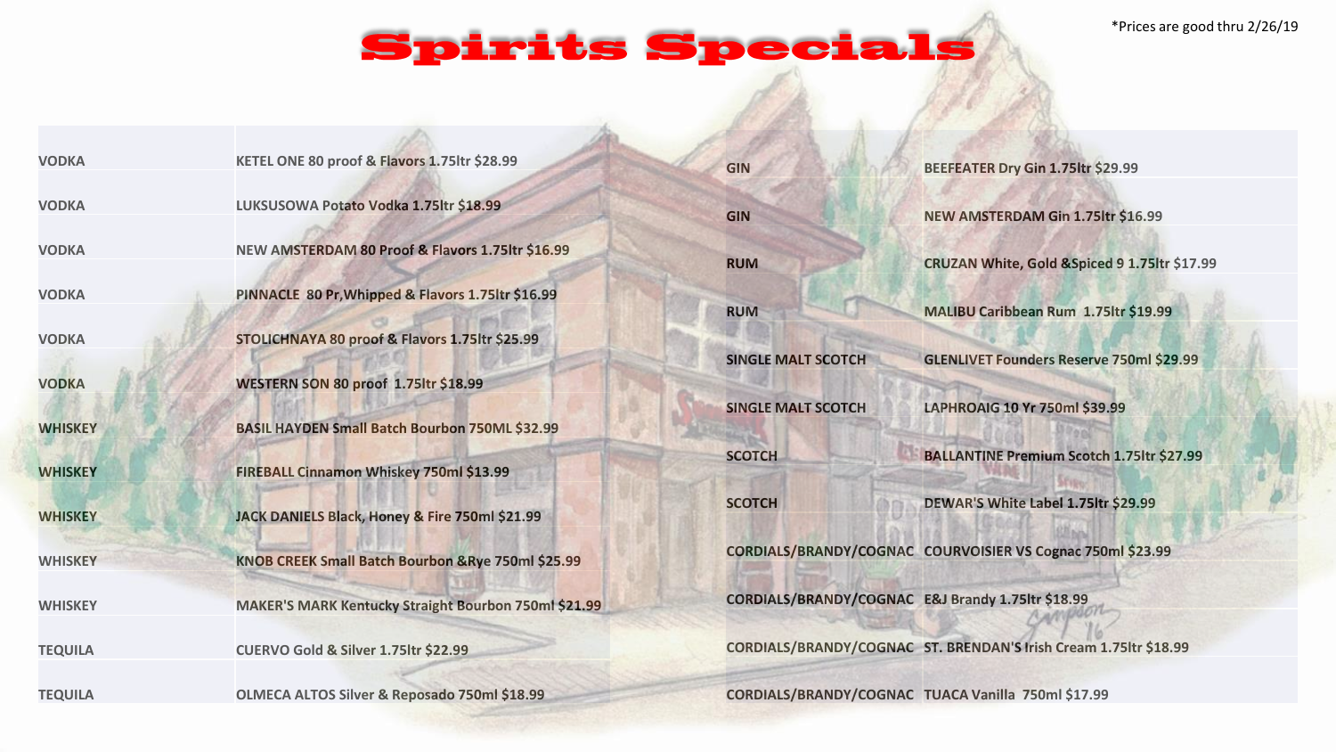# Spirits Specials

*Prices are good thru 2/26/19

| | |
|---|---|
| VODKA | KETEL ONE 80 proof & Flavors 1.75ltr $28.99 |
| VODKA | LUKSUSOWA Potato Vodka 1.75ltr $18.99 |
| VODKA | NEW AMSTERDAM 80 Proof & Flavors 1.75ltr $16.99 |
| VODKA | PINNACLE 80 Pr,Whipped & Flavors 1.75ltr $16.99 |
| VODKA | STOLICHNAYA 80 proof & Flavors 1.75ltr $25.99 |
| VODKA | WESTERN SON 80 proof 1.75ltr $18.99 |
| WHISKEY | BASIL HAYDEN Small Batch Bourbon 750ML $32.99 |
| WHISKEY | FIREBALL Cinnamon Whiskey 750ml $13.99 |
| WHISKEY | JACK DANIELS Black, Honey & Fire 750ml $21.99 |
| WHISKEY | KNOB CREEK Small Batch Bourbon &Rye 750ml $25.99 |
| WHISKEY | MAKER'S MARK Kentucky Straight Bourbon 750ml $21.99 |
| TEQUILA | CUERVO Gold & Silver 1.75ltr $22.99 |
| TEQUILA | OLMECA ALTOS Silver & Reposado 750ml $18.99 |

| | |
|---|---|
| GIN | BEEFEATER Dry Gin 1.75ltr $29.99 |
| GIN | NEW AMSTERDAM Gin 1.75ltr $16.99 |
| RUM | CRUZAN White, Gold &Spiced 9 1.75ltr $17.99 |
| RUM | MALIBU Caribbean Rum 1.75ltr $19.99 |
| SINGLE MALT SCOTCH | GLENLIVET Founders Reserve 750ml $29.99 |
| SINGLE MALT SCOTCH | LAPHROAIG 10 Yr 750ml $39.99 |
| SCOTCH | BALLANTINE Premium Scotch 1.75ltr $27.99 |
| SCOTCH | DEWAR'S White Label 1.75ltr $29.99 |
| CORDIALS/BRANDY/COGNAC | COURVOISIER VS Cognac 750ml $23.99 |
| CORDIALS/BRANDY/COGNAC | E&J Brandy 1.75ltr $18.99 |
| CORDIALS/BRANDY/COGNAC | ST. BRENDAN'S Irish Cream 1.75ltr $18.99 |
| CORDIALS/BRANDY/COGNAC | TUACA Vanilla 750ml $17.99 |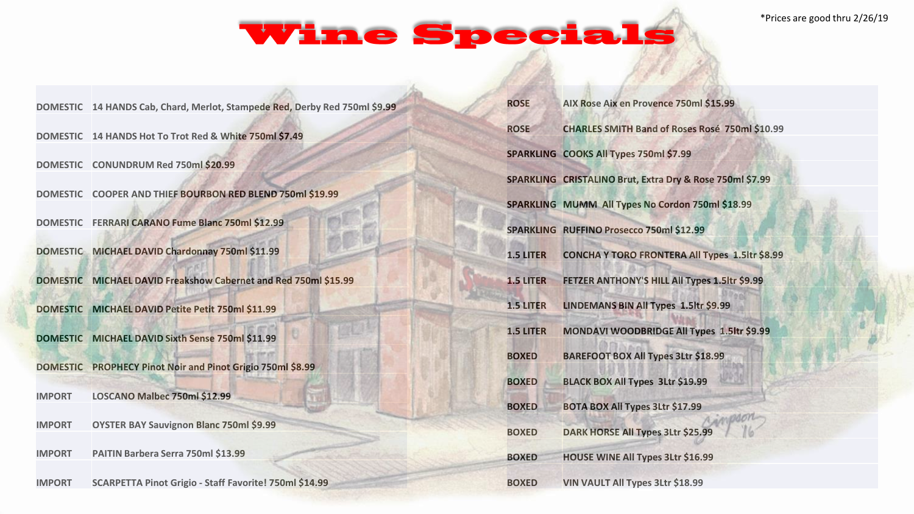# Wine Specials

*Prices are good thru 2/26/19

| | |
|---|---|
| DOMESTIC | 14 HANDS Cab, Chard, Merlot, Stampede Red, Derby Red 750ml $9.99 |
| DOMESTIC | 14 HANDS Hot To Trot Red & White 750ml $7.49 |
| DOMESTIC | CONUNDRUM Red 750ml $20.99 |
| DOMESTIC | COOPER AND THIEF BOURBON RED BLEND 750ml $19.99 |
| DOMESTIC | FERRARI CARANO Fume Blanc 750ml $12.99 |
| DOMESTIC | MICHAEL DAVID Chardonnay 750ml $11.99 |
| DOMESTIC | MICHAEL DAVID Freakshow Cabernet and Red 750ml $15.99 |
| DOMESTIC | MICHAEL DAVID Petite Petit 750ml $11.99 |
| DOMESTIC | MICHAEL DAVID Sixth Sense 750ml $11.99 |
| DOMESTIC | PROPHECY Pinot Noir and Pinot Grigio 750ml $8.99 |
| IMPORT | LOSCANO Malbec 750ml $12.99 |
| IMPORT | OYSTER BAY Sauvignon Blanc 750ml $9.99 |
| IMPORT | PAITIN Barbera Serra 750ml $13.99 |
| IMPORT | SCARPETTA Pinot Grigio - Staff Favorite! 750ml $14.99 |

| | |
|---|---|
| ROSE | AIX Rose Aix en Provence 750ml $15.99 |
| ROSE | CHARLES SMITH Band of Roses Rosé 750ml $10.99 |
| SPARKLING | COOKS All Types 750ml $7.99 |
| SPARKLING | CRISTALINO Brut, Extra Dry & Rose 750ml $7.99 |
| SPARKLING | MUMM All Types No Cordon 750ml $18.99 |
| SPARKLING | RUFFINO Prosecco 750ml $12.99 |
| 1.5 LITER | CONCHA Y TORO FRONTERA All Types 1.5ltr $8.99 |
| 1.5 LITER | FETZER ANTHONY'S HILL All Types 1.5ltr $9.99 |
| 1.5 LITER | LINDEMANS BIN All Types 1.5ltr $9.99 |
| 1.5 LITER | MONDAVI WOODBRIDGE All Types 1.5ltr $9.99 |
| BOXED | BAREFOOT BOX All Types 3Ltr $18.99 |
| BOXED | BLACK BOX All Types 3Ltr $19.99 |
| BOXED | BOTA BOX All Types 3Ltr $17.99 |
| BOXED | DARK HORSE All Types 3Ltr $25.99 |
| BOXED | HOUSE WINE All Types 3Ltr $16.99 |
| BOXED | VIN VAULT All Types 3Ltr $18.99 |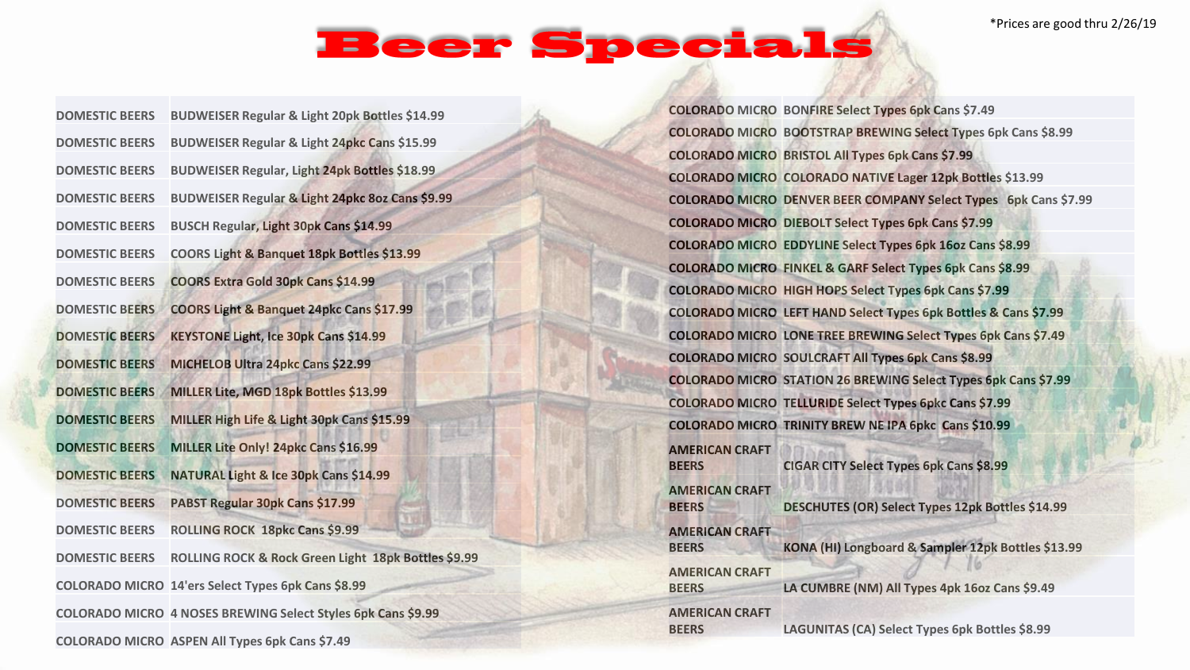# Beer Specials

*Prices are good thru 2/26/19

| Category | Special |
|---|---|
| DOMESTIC BEERS | BUDWEISER Regular & Light 20pk Bottles $14.99 |
| DOMESTIC BEERS | BUDWEISER Regular & Light 24pk Cans $15.99 |
| DOMESTIC BEERS | BUDWEISER Regular, Light 24pk Bottles $18.99 |
| DOMESTIC BEERS | BUDWEISER Regular & Light 24pkc 8oz Cans $9.99 |
| DOMESTIC BEERS | BUSCH Regular, Light 30pk Cans $14.99 |
| DOMESTIC BEERS | COORS Light & Banquet 18pk Bottles $13.99 |
| DOMESTIC BEERS | COORS Extra Gold 30pk Cans $14.99 |
| DOMESTIC BEERS | COORS Light & Banquet 24pkc Cans $17.99 |
| DOMESTIC BEERS | KEYSTONE Light, Ice 30pk Cans $14.99 |
| DOMESTIC BEERS | MICHELOB Ultra 24pkc Cans $22.99 |
| DOMESTIC BEERS | MILLER Lite, MGD 18pk Bottles $13.99 |
| DOMESTIC BEERS | MILLER High Life & Light 30pk Cans $15.99 |
| DOMESTIC BEERS | MILLER Lite Only! 24pkc Cans $16.99 |
| DOMESTIC BEERS | NATURAL Light & Ice 30pk Cans $14.99 |
| DOMESTIC BEERS | PABST Regular 30pk Cans $17.99 |
| DOMESTIC BEERS | ROLLING ROCK 18pkc Cans $9.99 |
| DOMESTIC BEERS | ROLLING ROCK & Rock Green Light 18pk Bottles $9.99 |
| COLORADO MICRO | 14'ers Select Types 6pk Cans $8.99 |
| COLORADO MICRO | 4 NOSES BREWING Select Styles 6pk Cans $9.99 |
| COLORADO MICRO | ASPEN All Types 6pk Cans $7.49 |
| COLORADO MICRO | BONFIRE Select Types 6pk Cans $7.49 |
| COLORADO MICRO | BOOTSTRAP BREWING Select Types 6pk Cans $8.99 |
| COLORADO MICRO | BRISTOL All Types 6pk Cans $7.99 |
| COLORADO MICRO | COLORADO NATIVE Lager 12pk Bottles $13.99 |
| COLORADO MICRO | DENVER BEER COMPANY Select Types 6pk Cans $7.99 |
| COLORADO MICRO | DIEBOLT Select Types 6pk Cans $7.99 |
| COLORADO MICRO | EDDYLINE Select Types 6pk 16oz Cans $8.99 |
| COLORADO MICRO | FINKEL & GARF Select Types 6pk Cans $8.99 |
| COLORADO MICRO | HIGH HOPS Select Types 6pk Cans $7.99 |
| COLORADO MICRO | LEFT HAND Select Types 6pk Bottles & Cans $7.99 |
| COLORADO MICRO | LONE TREE BREWING Select Types 6pk Cans $7.49 |
| COLORADO MICRO | SOULCRAFT All Types 6pk Cans $8.99 |
| COLORADO MICRO | STATION 26 BREWING Select Types 6pk Cans $7.99 |
| COLORADO MICRO | TELLURIDE Select Types 6pkc Cans $7.99 |
| COLORADO MICRO | TRINITY BREW NE IPA 6pkc Cans $10.99 |
| AMERICAN CRAFT BEERS | CIGAR CITY Select Types 6pk Cans $8.99 |
| AMERICAN CRAFT BEERS | DESCHUTES (OR) Select Types 12pk Bottles $14.99 |
| AMERICAN CRAFT BEERS | KONA (HI) Longboard & Sampler 12pk Bottles $13.99 |
| AMERICAN CRAFT BEERS | LA CUMBRE (NM) All Types 4pk 16oz Cans $9.49 |
| AMERICAN CRAFT BEERS | LAGUNITAS (CA) Select Types 6pk Bottles $8.99 |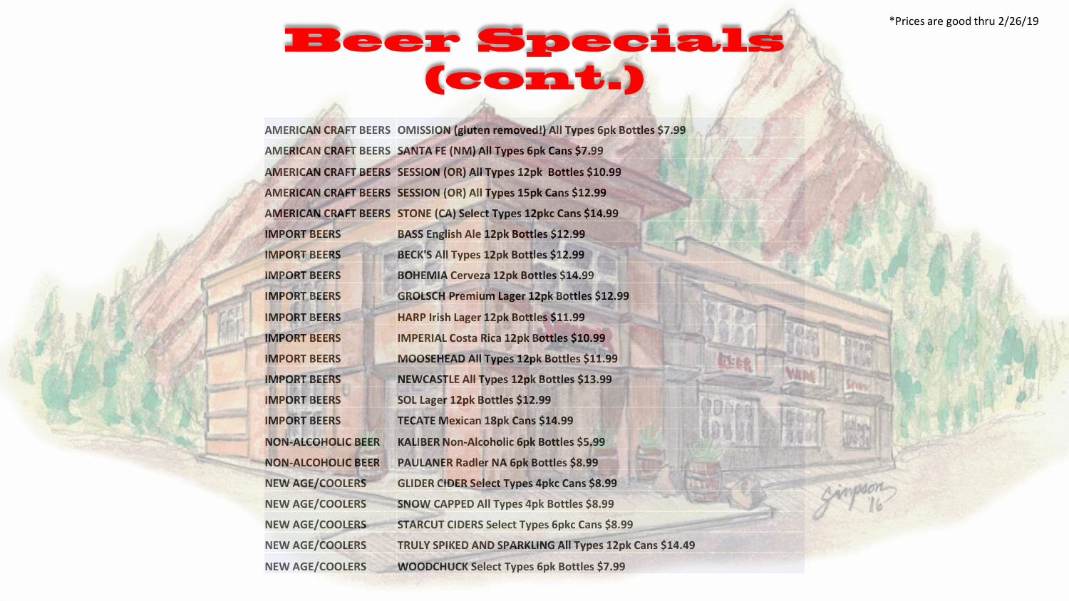*Prices are good thru 2/26/19

# Beer Specials (cont.)

| | |
|---|---|
| AMERICAN CRAFT BEERS | OMISSION (gluten removed!) All Types 6pk Bottles $7.99 |
| AMERICAN CRAFT BEERS | SANTA FE (NM) All Types 6pk Cans $7.99 |
| AMERICAN CRAFT BEERS | SESSION (OR) All Types 12pk Bottles $10.99 |
| AMERICAN CRAFT BEERS | SESSION (OR) All Types 15pk Cans $12.99 |
| AMERICAN CRAFT BEERS | STONE (CA) Select Types 12pkc Cans $14.99 |
| IMPORT BEERS | BASS English Ale 12pk Bottles $12.99 |
| IMPORT BEERS | BECK'S All Types 12pk Bottles $12.99 |
| IMPORT BEERS | BOHEMIA Cerveza 12pk Bottles $14.99 |
| IMPORT BEERS | GROLSCH Premium Lager 12pk Bottles $12.99 |
| IMPORT BEERS | HARP Irish Lager 12pk Bottles $11.99 |
| IMPORT BEERS | IMPERIAL Costa Rica 12pk Bottles $10.99 |
| IMPORT BEERS | MOOSEHEAD All Types 12pk Bottles $11.99 |
| IMPORT BEERS | NEWCASTLE All Types 12pk Bottles $13.99 |
| IMPORT BEERS | SOL Lager 12pk Bottles $12.99 |
| IMPORT BEERS | TECATE Mexican 18pk Cans $14.99 |
| NON-ALCOHOLIC BEER | KALIBER Non-Alcoholic 6pk Bottles $5.99 |
| NON-ALCOHOLIC BEER | PAULANER Radler NA 6pk Bottles $8.99 |
| NEW AGE/COOLERS | GLIDER CIDER Select Types 4pkc Cans $8.99 |
| NEW AGE/COOLERS | SNOW CAPPED All Types 4pk Bottles $8.99 |
| NEW AGE/COOLERS | STARCUT CIDERS Select Types 6pkc Cans $8.99 |
| NEW AGE/COOLERS | TRULY SPIKED AND SPARKLING All Types 12pk Cans $14.49 |
| NEW AGE/COOLERS | WOODCHUCK Select Types 6pk Bottles $7.99 |